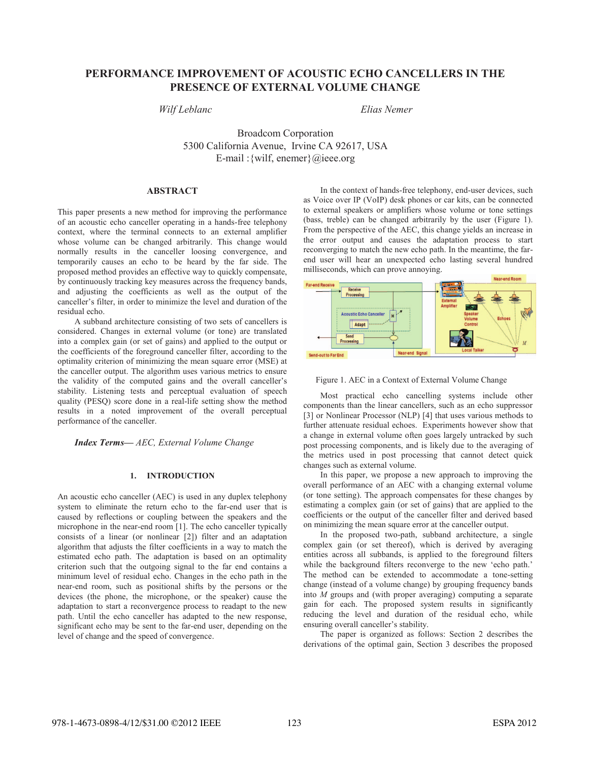# PERFORMANCE IMPROVEMENT OF ACOUSTIC ECHO CANCELLERS IN THE PRESENCE OF EXTERNAL VOLUME CHANGE

*Wilf Leblanc* *Elias Nemer*

Broadcom Corporation
5300 California Avenue, Irvine CA 92617, USA
E-mail :{wilf, enemer}@ieee.org

## ABSTRACT

This paper presents a new method for improving the performance of an acoustic echo canceller operating in a hands-free telephony context, where the terminal connects to an external amplifier whose volume can be changed arbitrarily. This change would normally results in the canceller loosing convergence, and temporarily causes an echo to be heard by the far side. The proposed method provides an effective way to quickly compensate, by continuously tracking key measures across the frequency bands, and adjusting the coefficients as well as the output of the canceller's filter, in order to minimize the level and duration of the residual echo.

A subband architecture consisting of two sets of cancellers is considered. Changes in external volume (or tone) are translated into a complex gain (or set of gains) and applied to the output or the coefficients of the foreground canceller filter, according to the optimality criterion of minimizing the mean square error (MSE) at the canceller output. The algorithm uses various metrics to ensure the validity of the computed gains and the overall canceller's stability. Listening tests and perceptual evaluation of speech quality (PESQ) score done in a real-life setting show the method results in a noted improvement of the overall perceptual performance of the canceller.

***Index Terms***— *AEC, External Volume Change*

## 1. INTRODUCTION

An acoustic echo canceller (AEC) is used in any duplex telephony system to eliminate the return echo to the far-end user that is caused by reflections or coupling between the speakers and the microphone in the near-end room [1]. The echo canceller typically consists of a linear (or nonlinear [2]) filter and an adaptation algorithm that adjusts the filter coefficients in a way to match the estimated echo path. The adaptation is based on an optimality criterion such that the outgoing signal to the far end contains a minimum level of residual echo. Changes in the echo path in the near-end room, such as positional shifts by the persons or the devices (the phone, the microphone, or the speaker) cause the adaptation to start a reconvergence process to readapt to the new path. Until the echo canceller has adapted to the new response, significant echo may be sent to the far-end user, depending on the level of change and the speed of convergence.

In the context of hands-free telephony, end-user devices, such as Voice over IP (VoIP) desk phones or car kits, can be connected to external speakers or amplifiers whose volume or tone settings (bass, treble) can be changed arbitrarily by the user (Figure 1). From the perspective of the AEC, this change yields an increase in the error output and causes the adaptation process to start reconverging to match the new echo path. In the meantime, the far-end user will hear an unexpected echo lasting several hundred milliseconds, which can prove annoying.

Figure 1. AEC in a Context of External Volume Change

Most practical echo cancelling systems include other components than the linear cancellers, such as an echo suppressor [3] or Nonlinear Processor (NLP) [4] that uses various methods to further attenuate residual echoes. Experiments however show that a change in external volume often goes largely untracked by such post processing components, and is likely due to the averaging of the metrics used in post processing that cannot detect quick changes such as external volume.

In this paper, we propose a new approach to improving the overall performance of an AEC with a changing external volume (or tone setting). The approach compensates for these changes by estimating a complex gain (or set of gains) that are applied to the coefficients or the output of the canceller filter and derived based on minimizing the mean square error at the canceller output.

In the proposed two-path, subband architecture, a single complex gain (or set thereof), which is derived by averaging entities across all subbands, is applied to the foreground filters while the background filters reconverge to the new 'echo path.' The method can be extended to accommodate a tone-setting change (instead of a volume change) by grouping frequency bands into $M$ groups and (with proper averaging) computing a separate gain for each. The proposed system results in significantly reducing the level and duration of the residual echo, while ensuring overall canceller's stability.

The paper is organized as follows: Section 2 describes the derivations of the optimal gain, Section 3 describes the proposed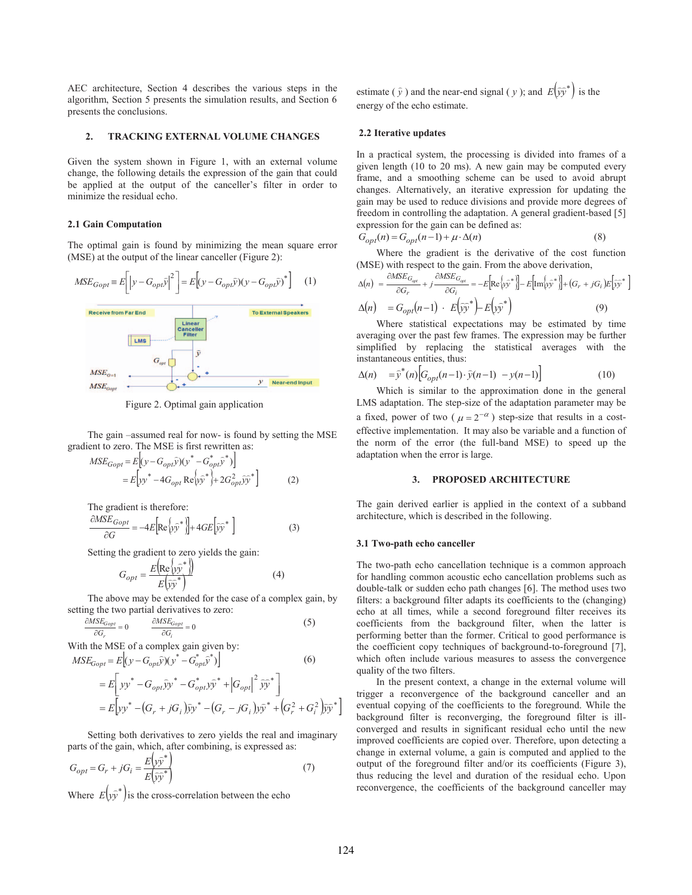AEC architecture, Section 4 describes the various steps in the algorithm, Section 5 presents the simulation results, and Section 6 presents the conclusions.

## 2. TRACKING EXTERNAL VOLUME CHANGES

Given the system shown in Figure 1, with an external volume change, the following details the expression of the gain that could be applied at the output of the canceller's filter in order to minimize the residual echo.

### 2.1 Gain Computation

The optimal gain is found by minimizing the mean square error (MSE) at the output of the linear canceller (Figure 2):

$$MSE_{Gopt} \equiv E\left[\left|y - G_{opt}\bar{y}\right|^2\right] = E\left[(y - G_{opt}\bar{y})(y - G_{opt}\bar{y})^*\right] \quad (1)$$

Receive from Far End | To External Speakers | Linear Canceller Filter | LMS | $\bar{y}$ | $G_{opt}$ | $MSE_{G=1}$ | $MSE_{Gopt}$ | $y$ | Near-end Input

Figure 2. Optimal gain application

The gain –assumed real for now- is found by setting the MSE gradient to zero. The MSE is first rewritten as:

$$\begin{aligned} MSE_{Gopt} &= E\left[(y - G_{opt}\bar{y})(y^* - G_{opt}^*\bar{y}^*)\right] \\ &= E\left[yy^* - 4G_{opt}\operatorname{Re}\{y\bar{y}^*\} + 2G_{opt}^2\bar{y}\bar{y}^*\right] \end{aligned} \quad (2)$$

The gradient is therefore:

$$\frac{\partial MSE_{Gopt}}{\partial G} = -4E\left[\operatorname{Re}\{y\bar{y}^*\}\right] + 4GE\left[\bar{y}\bar{y}^*\right] \quad (3)$$

Setting the gradient to zero yields the gain:

$$G_{opt} = \frac{E\left(\operatorname{Re}\{y\bar{y}^*\}\right)}{E\left(\bar{y}\bar{y}^*\right)} \quad (4)$$

The above may be extended for the case of a complex gain, by setting the two partial derivatives to zero:

$$\frac{\partial MSE_{Gopt}}{\partial G_r} = 0 \qquad \frac{\partial MSE_{Gopt}}{\partial G_i} = 0 \quad (5)$$

With the MSE of a complex gain given by:

$$\begin{aligned} MSE_{Gopt} &= E\left[(y - G_{opt}\bar{y})(y^* - G_{opt}^*\bar{y}^*)\right] \\ &= E\left[yy^* - G_{opt}\bar{y}y^* - G_{opt}^*y\bar{y}^* + \left|G_{opt}\right|^2\bar{y}\bar{y}^*\right] \\ &= E\left[yy^* - (G_r + jG_i)\bar{y}y^* - (G_r - jG_i)y\bar{y}^* + (G_r^2 + G_i^2)\bar{y}\bar{y}^*\right] \end{aligned} \quad (6)$$

Setting both derivatives to zero yields the real and imaginary parts of the gain, which, after combining, is expressed as:

$$G_{opt} = G_r + jG_i = \frac{E\left(y\bar{y}^*\right)}{E\left(\bar{y}\bar{y}^*\right)} \quad (7)$$

Where $E\left(y\bar{y}^*\right)$ is the cross-correlation between the echo estimate ($\bar{y}$) and the near-end signal ($y$); and $E\left(\bar{y}\bar{y}^*\right)$ is the energy of the echo estimate.

### 2.2 Iterative updates

In a practical system, the processing is divided into frames of a given length (10 to 20 ms). A new gain may be computed every frame, and a smoothing scheme can be used to avoid abrupt changes. Alternatively, an iterative expression for updating the gain may be used to reduce divisions and provide more degrees of freedom in controlling the adaptation. A general gradient-based [5] expression for the gain can be defined as:

$$G_{opt}(n) = G_{opt}(n-1) + \mu \cdot \Delta(n) \quad (8)$$

Where the gradient is the derivative of the cost function (MSE) with respect to the gain. From the above derivation,

$$\Delta(n) = \frac{\partial MSE_{G_{opt}}}{\partial G_r} + j\frac{\partial MSE_{G_{opt}}}{\partial G_i} = -E\left[\operatorname{Re}\{y\bar{y}^*\}\right] - E\left[\operatorname{Im}\{y\bar{y}^*\}\right] + (G_r + jG_i)E\left[\bar{y}\bar{y}^*\right]$$

$$\Delta(n) = G_{opt}(n-1) \cdot E\left(\bar{y}\bar{y}^*\right) - E\left(y\bar{y}^*\right) \quad (9)$$

Where statistical expectations may be estimated by time averaging over the past few frames. The expression may be further simplified by replacing the statistical averages with the instantaneous entities, thus:

$$\Delta(n) = \bar{y}^*(n)\left[G_{opt}(n-1) \cdot \bar{y}(n-1) - y(n-1)\right] \quad (10)$$

Which is similar to the approximation done in the general LMS adaptation. The step-size of the adaptation parameter may be a fixed, power of two ($\mu = 2^{-\alpha}$) step-size that results in a cost-effective implementation. It may also be variable and a function of the norm of the error (the full-band MSE) to speed up the adaptation when the error is large.

## 3. PROPOSED ARCHITECTURE

The gain derived earlier is applied in the context of a subband architecture, which is described in the following.

### 3.1 Two-path echo canceller

The two-path echo cancellation technique is a common approach for handling common acoustic echo cancellation problems such as double-talk or sudden echo path changes [6]. The method uses two filters: a background filter adapts its coefficients to the (changing) echo at all times, while a second foreground filter receives its coefficients from the background filter, when the latter is performing better than the former. Critical to good performance is the coefficient copy techniques of background-to-foreground [7], which often include various measures to assess the convergence quality of the two filters.

In the present context, a change in the external volume will trigger a reconvergence of the background canceller and an eventual copying of the coefficients to the foreground. While the background filter is reconverging, the foreground filter is ill-converged and results in significant residual echo until the new improved coefficients are copied over. Therefore, upon detecting a change in external volume, a gain is computed and applied to the output of the foreground filter and/or its coefficients (Figure 3), thus reducing the level and duration of the residual echo. Upon reconvergence, the coefficients of the background canceller may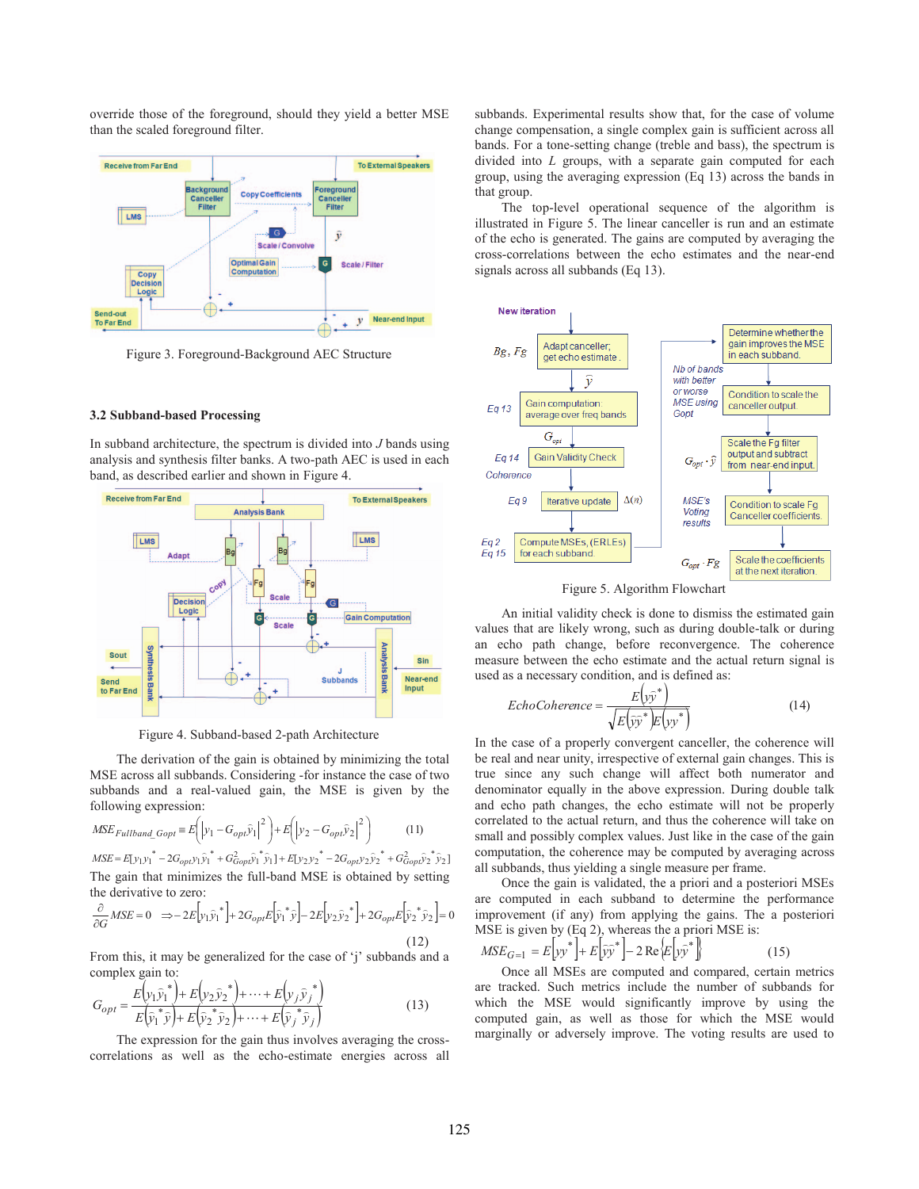override those of the foreground, should they yield a better MSE than the scaled foreground filter.

Figure 3. Foreground-Background AEC Structure

### 3.2 Subband-based Processing

In subband architecture, the spectrum is divided into $J$ bands using analysis and synthesis filter banks. A two-path AEC is used in each band, as described earlier and shown in Figure 4.

Figure 4. Subband-based 2-path Architecture

The derivation of the gain is obtained by minimizing the total MSE across all subbands. Considering -for instance the case of two subbands and a real-valued gain, the MSE is given by the following expression:

$$MSE_{Fullband\_Gopt} \equiv E\left(\left|y_1 - G_{opt}\hat{y}_1\right|^2\right) + E\left(\left|y_2 - G_{opt}\hat{y}_2\right|^2\right) \qquad (11)$$

$$MSE = E[y_1 y_1^* - 2G_{opt} y_1 \hat{y}_1^* + G_{Gopt}^2 \hat{y}_1^* \hat{y}_1] + E[y_2 y_2^* - 2G_{opt} y_2 \hat{y}_2^* + G_{Gopt}^2 \hat{y}_2^* \hat{y}_2]$$

The gain that minimizes the full-band MSE is obtained by setting the derivative to zero:

$$\frac{\partial}{\partial G} MSE = 0 \quad \Rightarrow -2E\left[y_1 \hat{y}_1^*\right] + 2G_{opt} E\left[\hat{y}_1^* \hat{y}\right] - 2E\left[y_2 \hat{y}_2^*\right] + 2G_{opt} E\left[\hat{y}_2^* \hat{y}_2\right] = 0 \qquad (12)$$

From this, it may be generalized for the case of 'j' subbands and a complex gain to:

$$G_{opt} = \frac{E\left(y_1 \hat{y}_1^*\right) + E\left(y_2 \hat{y}_2^*\right) + \cdots + E\left(y_j \hat{y}_j^*\right)}{E\left(\hat{y}_1^* \hat{y}\right) + E\left(\hat{y}_2^* \hat{y}_2\right) + \cdots + E\left(\hat{y}_j^* \hat{y}_j\right)} \qquad (13)$$

The expression for the gain thus involves averaging the cross-correlations as well as the echo-estimate energies across all subbands. Experimental results show that, for the case of volume change compensation, a single complex gain is sufficient across all bands. For a tone-setting change (treble and bass), the spectrum is divided into $L$ groups, with a separate gain computed for each group, using the averaging expression (Eq 13) across the bands in that group.

The top-level operational sequence of the algorithm is illustrated in Figure 5. The linear canceller is run and an estimate of the echo is generated. The gains are computed by averaging the cross-correlations between the echo estimates and the near-end signals across all subbands (Eq 13).

Figure 5. Algorithm Flowchart

An initial validity check is done to dismiss the estimated gain values that are likely wrong, such as during double-talk or during an echo path change, before reconvergence. The coherence measure between the echo estimate and the actual return signal is used as a necessary condition, and is defined as:

$$EchoCoherence = \frac{E\left(y\hat{y}^*\right)}{\sqrt{E\left(\hat{y}\hat{y}^*\right)E\left(yy^*\right)}} \qquad (14)$$

In the case of a properly convergent canceller, the coherence will be real and near unity, irrespective of external gain changes. This is true since any such change will affect both numerator and denominator equally in the above expression. During double talk and echo path changes, the echo estimate will not be properly correlated to the actual return, and thus the coherence will take on small and possibly complex values. Just like in the case of the gain computation, the coherence may be computed by averaging across all subbands, thus yielding a single measure per frame.

Once the gain is validated, the a priori and a posteriori MSEs are computed in each subband to determine the performance improvement (if any) from applying the gains. The a posteriori MSE is given by (Eq 2), whereas the a priori MSE is:

$$MSE_{G=1} = E\left[yy^*\right] + E\left[\hat{y}\hat{y}^*\right] - 2\,\mathrm{Re}\left\{E\left[y\hat{y}^*\right]\right\} \qquad (15)$$

Once all MSEs are computed and compared, certain metrics are tracked. Such metrics include the number of subbands for which the MSE would significantly improve by using the computed gain, as well as those for which the MSE would marginally or adversely improve. The voting results are used to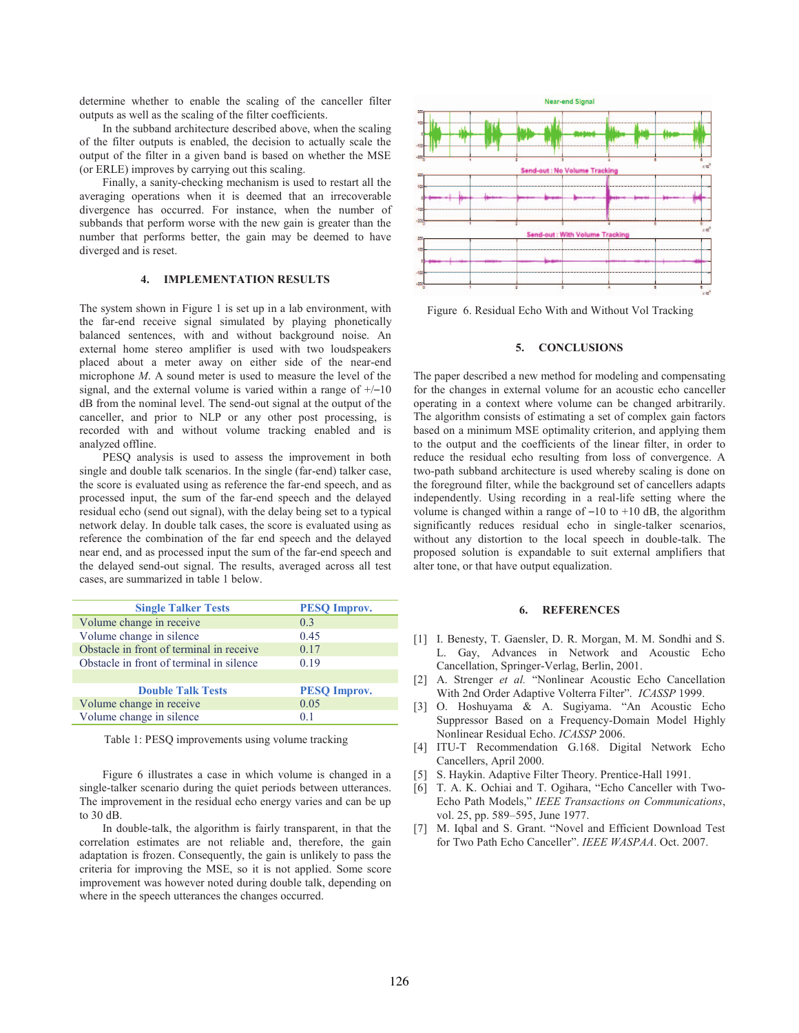determine whether to enable the scaling of the canceller filter outputs as well as the scaling of the filter coefficients.

In the subband architecture described above, when the scaling of the filter outputs is enabled, the decision to actually scale the output of the filter in a given band is based on whether the MSE (or ERLE) improves by carrying out this scaling.

Finally, a sanity-checking mechanism is used to restart all the averaging operations when it is deemed that an irrecoverable divergence has occurred. For instance, when the number of subbands that perform worse with the new gain is greater than the number that perform better, the gain may be deemed to have diverged and is reset.

## 4. IMPLEMENTATION RESULTS

The system shown in Figure 1 is set up in a lab environment, with the far-end receive signal simulated by playing phonetically balanced sentences, with and without background noise. An external home stereo amplifier is used with two loudspeakers placed about a meter away on either side of the near-end microphone *M*. A sound meter is used to measure the level of the signal, and the external volume is varied within a range of +/−10 dB from the nominal level. The send-out signal at the output of the canceller, and prior to NLP or any other post processing, is recorded with and without volume tracking enabled and is analyzed offline.

PESQ analysis is used to assess the improvement in both single and double talk scenarios. In the single (far-end) talker case, the score is evaluated using as reference the far-end speech, and as processed input, the sum of the far-end speech and the delayed residual echo (send out signal), with the delay being set to a typical network delay. In double talk cases, the score is evaluated using as reference the combination of the far end speech and the delayed near end, and as processed input the sum of the far-end speech and the delayed send-out signal. The results, averaged across all test cases, are summarized in table 1 below.

| Single Talker Tests | PESQ Improv. |
|---|---|
| Volume change in receive | 0.3 |
| Volume change in silence | 0.45 |
| Obstacle in front of terminal in receive | 0.17 |
| Obstacle in front of terminal in silence | 0.19 |
| | |
| **Double Talk Tests** | **PESQ Improv.** |
| Volume change in receive | 0.05 |
| Volume change in silence | 0.1 |

Table 1: PESQ improvements using volume tracking

Figure 6 illustrates a case in which volume is changed in a single-talker scenario during the quiet periods between utterances. The improvement in the residual echo energy varies and can be up to 30 dB.

In double-talk, the algorithm is fairly transparent, in that the correlation estimates are not reliable and, therefore, the gain adaptation is frozen. Consequently, the gain is unlikely to pass the criteria for improving the MSE, so it is not applied. Some score improvement was however noted during double talk, depending on where in the speech utterances the changes occurred.

Near-end Signal

Send-out : No Volume Tracking

Send-out : With Volume Tracking

Figure 6. Residual Echo With and Without Vol Tracking

## 5. CONCLUSIONS

The paper described a new method for modeling and compensating for the changes in external volume for an acoustic echo canceller operating in a context where volume can be changed arbitrarily. The algorithm consists of estimating a set of complex gain factors based on a minimum MSE optimality criterion, and applying them to the output and the coefficients of the linear filter, in order to reduce the residual echo resulting from loss of convergence. A two-path subband architecture is used whereby scaling is done on the foreground filter, while the background set of cancellers adapts independently. Using recording in a real-life setting where the volume is changed within a range of −10 to +10 dB, the algorithm significantly reduces residual echo in single-talker scenarios, without any distortion to the local speech in double-talk. The proposed solution is expandable to suit external amplifiers that alter tone, or that have output equalization.

## 6. REFERENCES

[1] I. Benesty, T. Gaensler, D. R. Morgan, M. M. Sondhi and S. L. Gay, Advances in Network and Acoustic Echo Cancellation, Springer-Verlag, Berlin, 2001.

[2] A. Strenger *et al.* "Nonlinear Acoustic Echo Cancellation With 2nd Order Adaptive Volterra Filter". *ICASSP* 1999.

[3] O. Hoshuyama & A. Sugiyama. "An Acoustic Echo Suppressor Based on a Frequency-Domain Model Highly Nonlinear Residual Echo. *ICASSP* 2006.

[4] ITU-T Recommendation G.168. Digital Network Echo Cancellers, April 2000.

[5] S. Haykin. Adaptive Filter Theory. Prentice-Hall 1991.

[6] T. A. K. Ochiai and T. Ogihara, "Echo Canceller with Two-Echo Path Models," *IEEE Transactions on Communications*, vol. 25, pp. 589–595, June 1977.

[7] M. Iqbal and S. Grant. "Novel and Efficient Download Test for Two Path Echo Canceller". *IEEE WASPAA*. Oct. 2007.